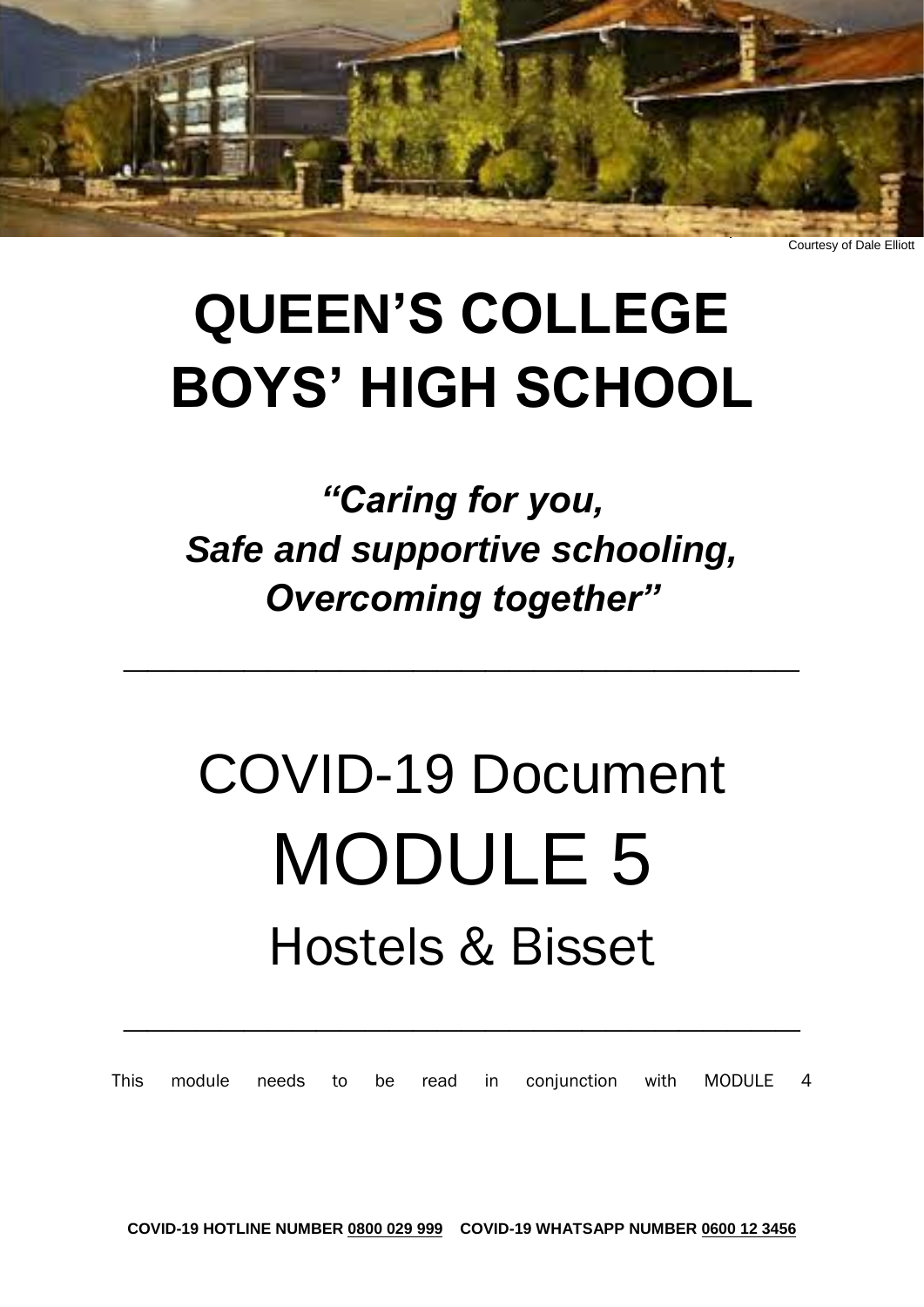Courtesy of Dale Elliott

# QUEEN'S COLLEGE BOYS' HIGH SCHOOL

***"Caring for you,***
***Safe and supportive schooling,***
***Overcoming together"***

---

# COVID-19 Document
# MODULE 5
## Hostels & Bisset

---

This module needs to be read in conjunction with MODULE 4

**COVID-19 HOTLINE NUMBER 0800 029 999 COVID-19 WHATSAPP NUMBER 0600 12 3456**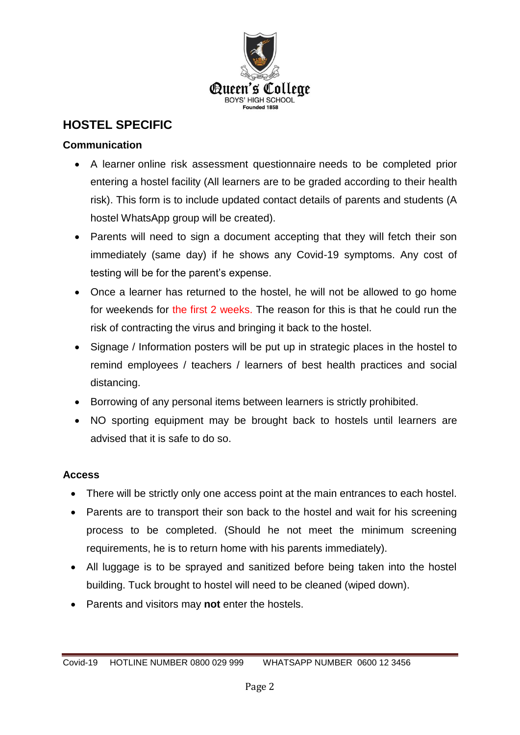## HOSTEL SPECIFIC

### Communication

- A learner online risk assessment questionnaire needs to be completed prior entering a hostel facility (All learners are to be graded according to their health risk). This form is to include updated contact details of parents and students (A hostel WhatsApp group will be created).
- Parents will need to sign a document accepting that they will fetch their son immediately (same day) if he shows any Covid-19 symptoms. Any cost of testing will be for the parent's expense.
- Once a learner has returned to the hostel, he will not be allowed to go home for weekends for the first 2 weeks. The reason for this is that he could run the risk of contracting the virus and bringing it back to the hostel.
- Signage / Information posters will be put up in strategic places in the hostel to remind employees / teachers / learners of best health practices and social distancing.
- Borrowing of any personal items between learners is strictly prohibited.
- NO sporting equipment may be brought back to hostels until learners are advised that it is safe to do so.

### Access

- There will be strictly only one access point at the main entrances to each hostel.
- Parents are to transport their son back to the hostel and wait for his screening process to be completed. (Should he not meet the minimum screening requirements, he is to return home with his parents immediately).
- All luggage is to be sprayed and sanitized before being taken into the hostel building. Tuck brought to hostel will need to be cleaned (wiped down).
- Parents and visitors may **not** enter the hostels.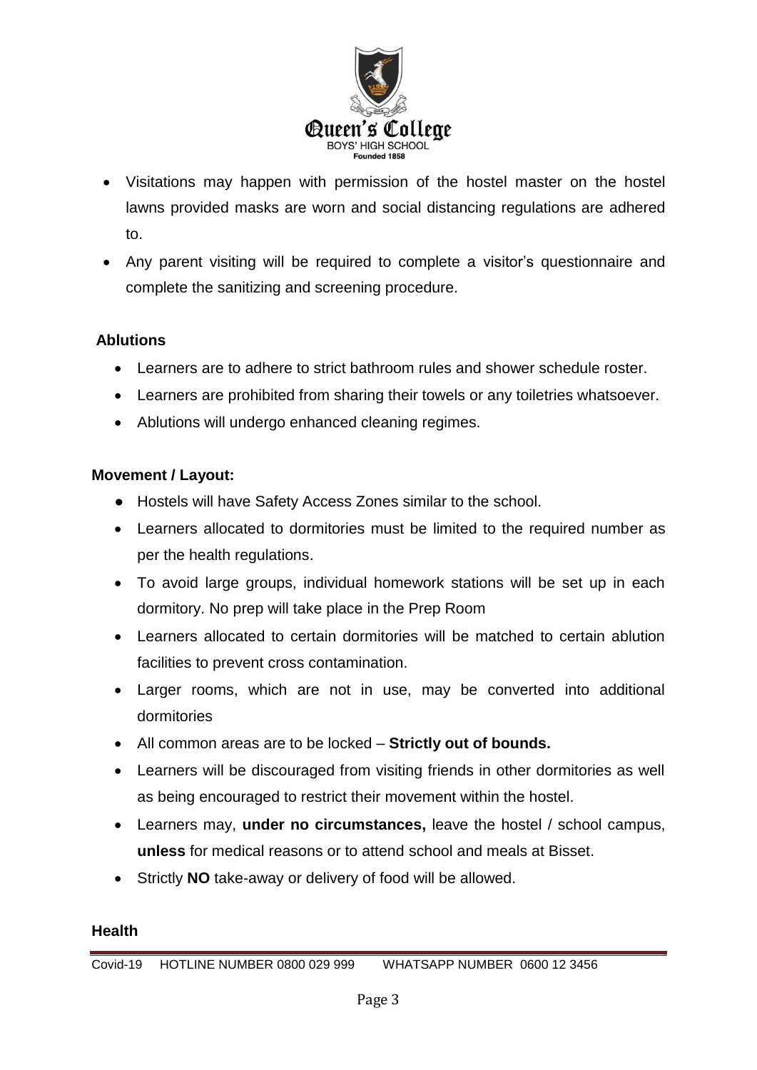- Visitations may happen with permission of the hostel master on the hostel lawns provided masks are worn and social distancing regulations are adhered to.
- Any parent visiting will be required to complete a visitor's questionnaire and complete the sanitizing and screening procedure.

**Ablutions**

- Learners are to adhere to strict bathroom rules and shower schedule roster.
- Learners are prohibited from sharing their towels or any toiletries whatsoever.
- Ablutions will undergo enhanced cleaning regimes.

**Movement / Layout:**

- Hostels will have Safety Access Zones similar to the school.
- Learners allocated to dormitories must be limited to the required number as per the health regulations.
- To avoid large groups, individual homework stations will be set up in each dormitory. No prep will take place in the Prep Room
- Learners allocated to certain dormitories will be matched to certain ablution facilities to prevent cross contamination.
- Larger rooms, which are not in use, may be converted into additional dormitories
- All common areas are to be locked – **Strictly out of bounds.**
- Learners will be discouraged from visiting friends in other dormitories as well as being encouraged to restrict their movement within the hostel.
- Learners may, **under no circumstances,** leave the hostel / school campus, **unless** for medical reasons or to attend school and meals at Bisset.
- Strictly **NO** take-away or delivery of food will be allowed.

**Health**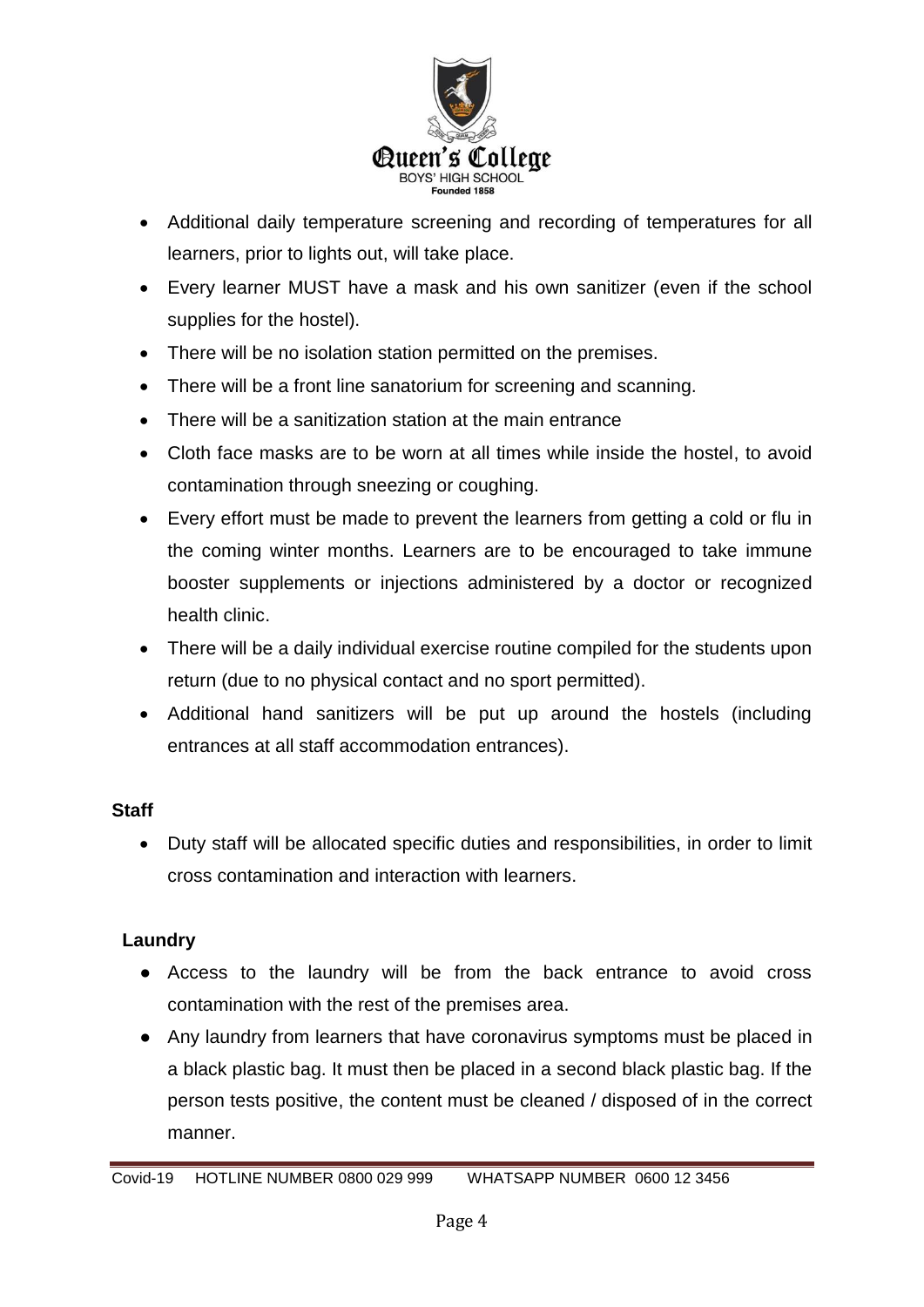- Additional daily temperature screening and recording of temperatures for all learners, prior to lights out, will take place.
- Every learner MUST have a mask and his own sanitizer (even if the school supplies for the hostel).
- There will be no isolation station permitted on the premises.
- There will be a front line sanatorium for screening and scanning.
- There will be a sanitization station at the main entrance
- Cloth face masks are to be worn at all times while inside the hostel, to avoid contamination through sneezing or coughing.
- Every effort must be made to prevent the learners from getting a cold or flu in the coming winter months. Learners are to be encouraged to take immune booster supplements or injections administered by a doctor or recognized health clinic.
- There will be a daily individual exercise routine compiled for the students upon return (due to no physical contact and no sport permitted).
- Additional hand sanitizers will be put up around the hostels (including entrances at all staff accommodation entrances).

**Staff**

- Duty staff will be allocated specific duties and responsibilities, in order to limit cross contamination and interaction with learners.

**Laundry**

- Access to the laundry will be from the back entrance to avoid cross contamination with the rest of the premises area.
- Any laundry from learners that have coronavirus symptoms must be placed in a black plastic bag. It must then be placed in a second black plastic bag. If the person tests positive, the content must be cleaned / disposed of in the correct manner.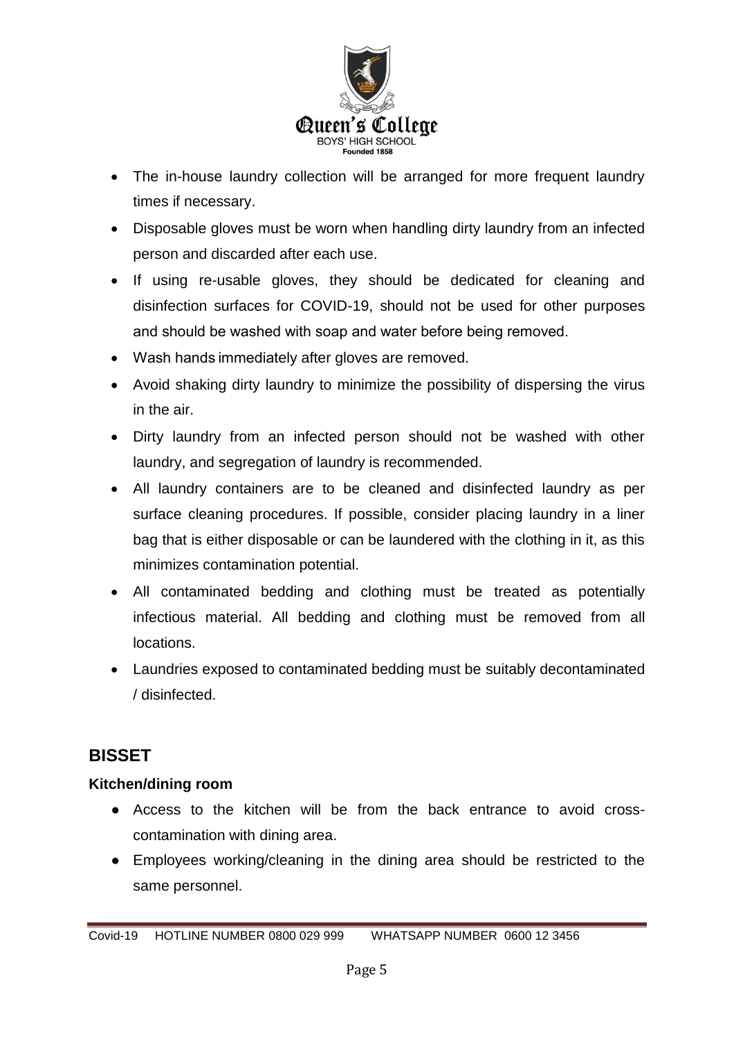- The in-house laundry collection will be arranged for more frequent laundry times if necessary.
- Disposable gloves must be worn when handling dirty laundry from an infected person and discarded after each use.
- If using re-usable gloves, they should be dedicated for cleaning and disinfection surfaces for COVID-19, should not be used for other purposes and should be washed with soap and water before being removed.
- Wash hands immediately after gloves are removed.
- Avoid shaking dirty laundry to minimize the possibility of dispersing the virus in the air.
- Dirty laundry from an infected person should not be washed with other laundry, and segregation of laundry is recommended.
- All laundry containers are to be cleaned and disinfected laundry as per surface cleaning procedures. If possible, consider placing laundry in a liner bag that is either disposable or can be laundered with the clothing in it, as this minimizes contamination potential.
- All contaminated bedding and clothing must be treated as potentially infectious material. All bedding and clothing must be removed from all locations.
- Laundries exposed to contaminated bedding must be suitably decontaminated / disinfected.

## BISSET

### Kitchen/dining room

- Access to the kitchen will be from the back entrance to avoid cross-contamination with dining area.
- Employees working/cleaning in the dining area should be restricted to the same personnel.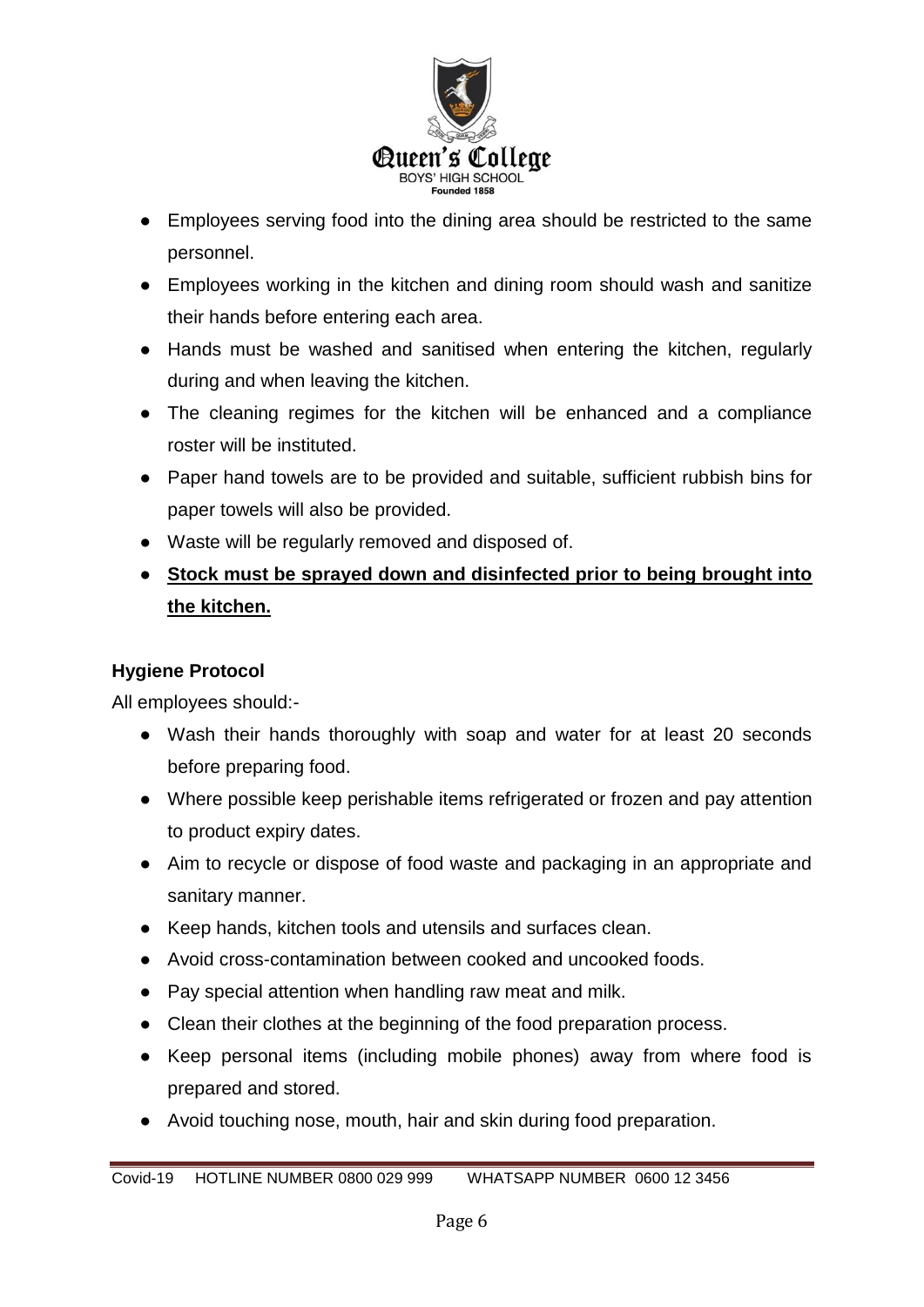- Employees serving food into the dining area should be restricted to the same personnel.
- Employees working in the kitchen and dining room should wash and sanitize their hands before entering each area.
- Hands must be washed and sanitised when entering the kitchen, regularly during and when leaving the kitchen.
- The cleaning regimes for the kitchen will be enhanced and a compliance roster will be instituted.
- Paper hand towels are to be provided and suitable, sufficient rubbish bins for paper towels will also be provided.
- Waste will be regularly removed and disposed of.
- <u>**Stock must be sprayed down and disinfected prior to being brought into the kitchen.**</u>

**Hygiene Protocol**

All employees should:-

- Wash their hands thoroughly with soap and water for at least 20 seconds before preparing food.
- Where possible keep perishable items refrigerated or frozen and pay attention to product expiry dates.
- Aim to recycle or dispose of food waste and packaging in an appropriate and sanitary manner.
- Keep hands, kitchen tools and utensils and surfaces clean.
- Avoid cross-contamination between cooked and uncooked foods.
- Pay special attention when handling raw meat and milk.
- Clean their clothes at the beginning of the food preparation process.
- Keep personal items (including mobile phones) away from where food is prepared and stored.
- Avoid touching nose, mouth, hair and skin during food preparation.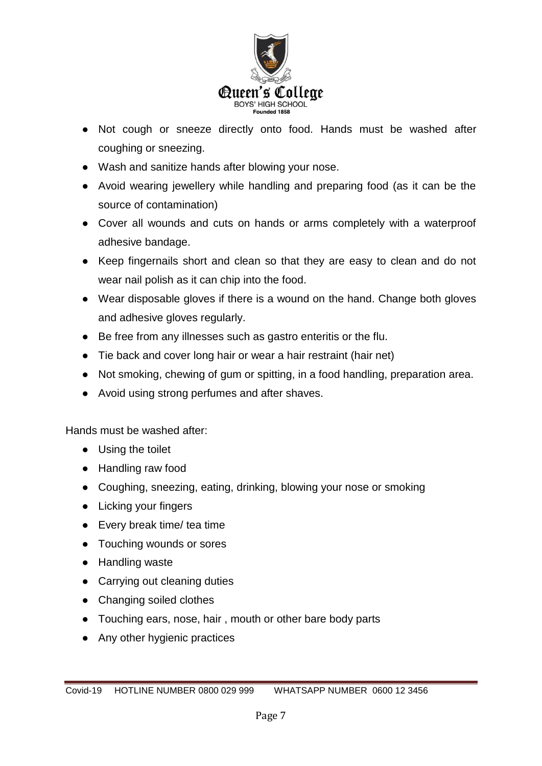- Not cough or sneeze directly onto food. Hands must be washed after coughing or sneezing.
- Wash and sanitize hands after blowing your nose.
- Avoid wearing jewellery while handling and preparing food (as it can be the source of contamination)
- Cover all wounds and cuts on hands or arms completely with a waterproof adhesive bandage.
- Keep fingernails short and clean so that they are easy to clean and do not wear nail polish as it can chip into the food.
- Wear disposable gloves if there is a wound on the hand. Change both gloves and adhesive gloves regularly.
- Be free from any illnesses such as gastro enteritis or the flu.
- Tie back and cover long hair or wear a hair restraint (hair net)
- Not smoking, chewing of gum or spitting, in a food handling, preparation area.
- Avoid using strong perfumes and after shaves.

Hands must be washed after:

- Using the toilet
- Handling raw food
- Coughing, sneezing, eating, drinking, blowing your nose or smoking
- Licking your fingers
- Every break time/ tea time
- Touching wounds or sores
- Handling waste
- Carrying out cleaning duties
- Changing soiled clothes
- Touching ears, nose, hair , mouth or other bare body parts
- Any other hygienic practices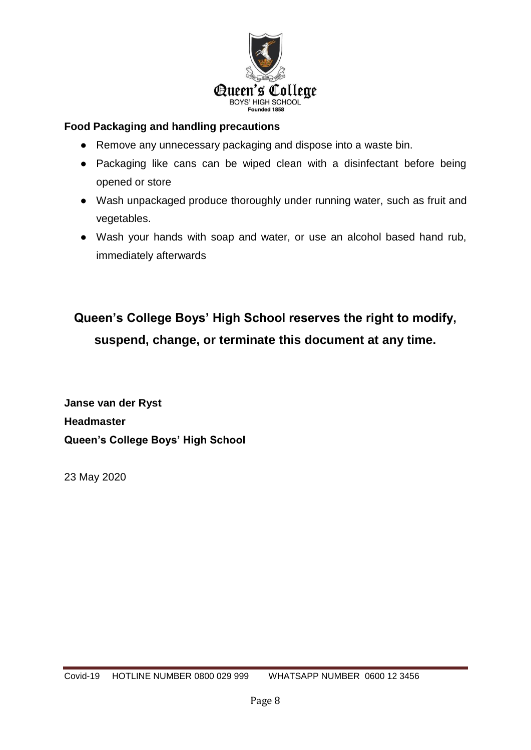**Food Packaging and handling precautions**

- Remove any unnecessary packaging and dispose into a waste bin.
- Packaging like cans can be wiped clean with a disinfectant before being opened or store
- Wash unpackaged produce thoroughly under running water, such as fruit and vegetables.
- Wash your hands with soap and water, or use an alcohol based hand rub, immediately afterwards

**Queen's College Boys' High School reserves the right to modify, suspend, change, or terminate this document at any time.**

**Janse van der Ryst**
**Headmaster**
**Queen's College Boys' High School**

23 May 2020